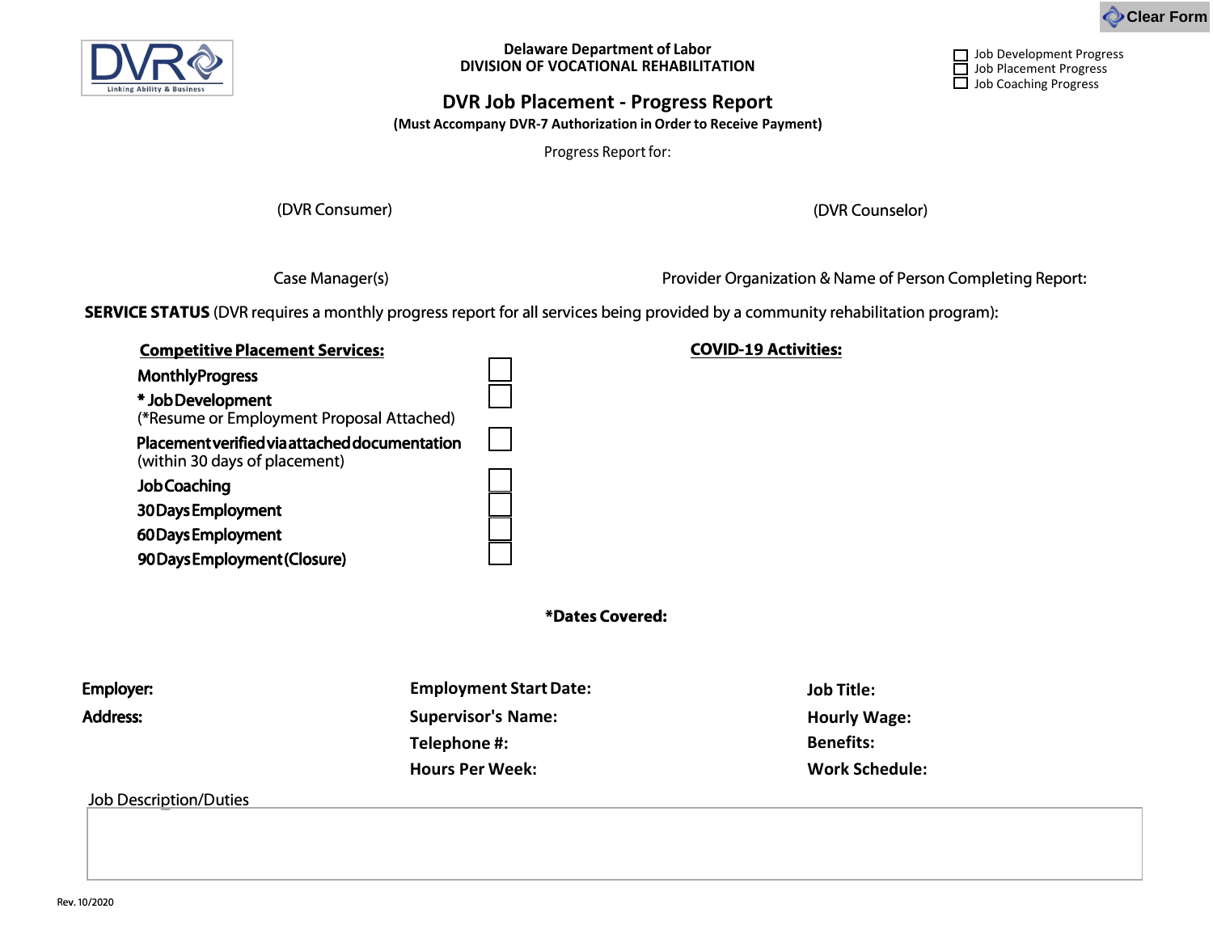Delaware Department of Labor
**DIVISION OF VOCATIONAL REHABILITATION**

- ☐ Job Development Progress
- ☐ Job Placement Progress
- ☐ Job Coaching Progress

# DVR Job Placement - Progress Report

**(Must Accompany DVR-7 Authorization in Order to Receive Payment)**

Progress Report for:

(DVR Consumer) (DVR Counselor)

Case Manager(s) Provider Organization & Name of Person Completing Report:

**SERVICE STATUS** (DVR requires a monthly progress report for all services being provided by a community rehabilitation program):

**Competitive Placement Services:**

- **Monthly Progress** ☐
- **\* Job Development** ☐
  (\*Resume or Employment Proposal Attached)
- **Placement verified via attached documentation** ☐
  (within 30 days of placement)
- **Job Coaching** ☐
- **30 Days Employment** ☐
- **60 Days Employment** ☐
- **90 Days Employment (Closure)** ☐

**COVID-19 Activities:**

**\*Dates Covered:**

**Employer:**

**Address:**

**Employment Start Date:**

**Supervisor's Name:**

**Telephone #:**

**Hours Per Week:**

**Job Title:**

**Hourly Wage:**

**Benefits:**

**Work Schedule:**

Job Description/Duties

Rev. 10/2020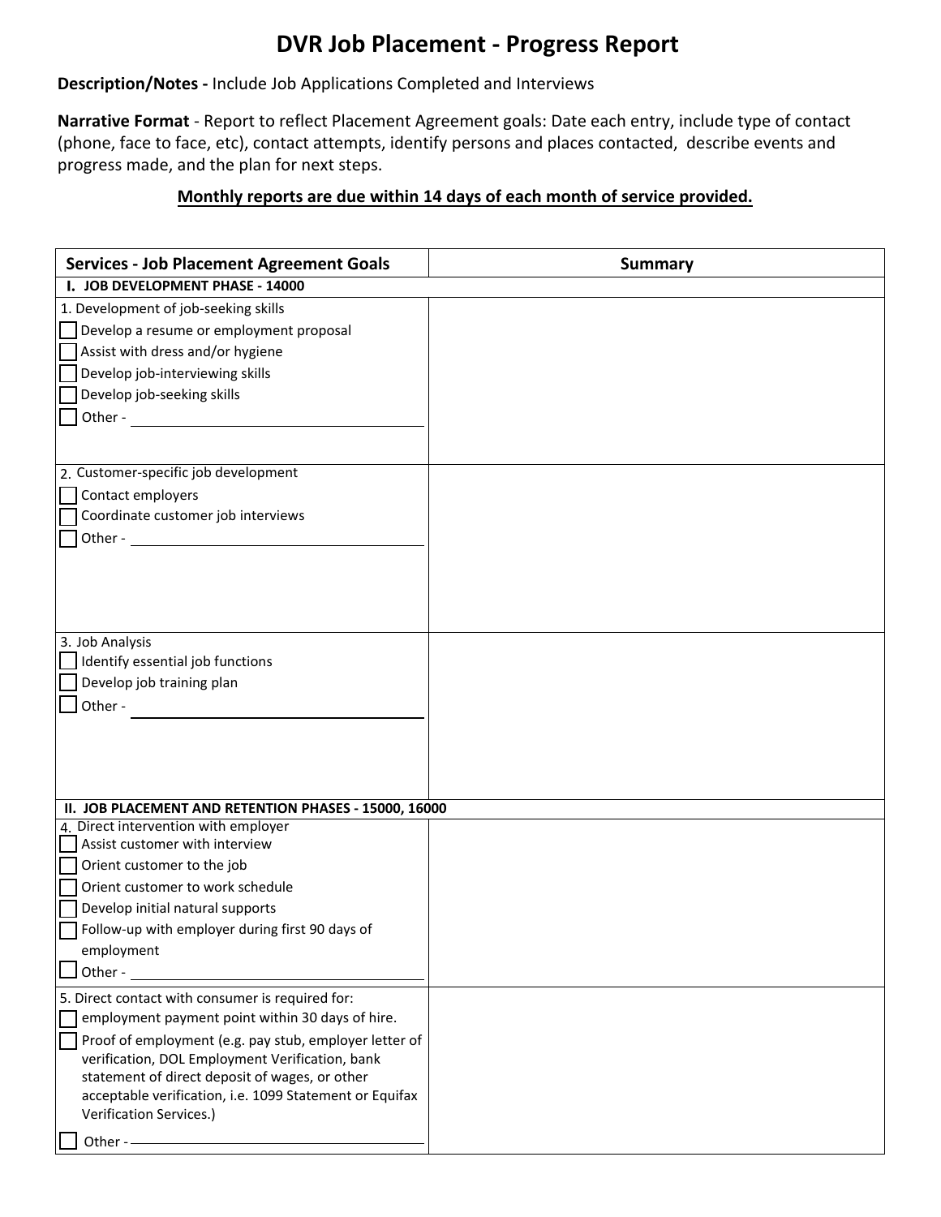# DVR Job Placement - Progress Report

**Description/Notes -** Include Job Applications Completed and Interviews

**Narrative Format** - Report to reflect Placement Agreement goals: Date each entry, include type of contact (phone, face to face, etc), contact attempts, identify persons and places contacted, describe events and progress made, and the plan for next steps.

**Monthly reports are due within 14 days of each month of service provided.**

| Services - Job Placement Agreement Goals | Summary |
|---|---|
| **I. JOB DEVELOPMENT PHASE - 14000** | |
| 1. Development of job-seeking skills<br>☐ Develop a resume or employment proposal<br>☐ Assist with dress and/or hygiene<br>☐ Develop job-interviewing skills<br>☐ Develop job-seeking skills<br>☐ Other - ______________________ | |
| 2. Customer-specific job development<br>☐ Contact employers<br>☐ Coordinate customer job interviews<br>☐ Other - ______________________ | |
| 3. Job Analysis<br>☐ Identify essential job functions<br>☐ Develop job training plan<br>☐ Other - ______________________ | |
| **II. JOB PLACEMENT AND RETENTION PHASES - 15000, 16000** | |
| 4. Direct intervention with employer<br>☐ Assist customer with interview<br>☐ Orient customer to the job<br>☐ Orient customer to work schedule<br>☐ Develop initial natural supports<br>☐ Follow-up with employer during first 90 days of employment<br>☐ Other - ______________________ | |
| 5. Direct contact with consumer is required for:<br>☐ employment payment point within 30 days of hire.<br>☐ Proof of employment (e.g. pay stub, employer letter of verification, DOL Employment Verification, bank statement of direct deposit of wages, or other acceptable verification, i.e. 1099 Statement or Equifax Verification Services.)<br>☐ Other - ______________________ | |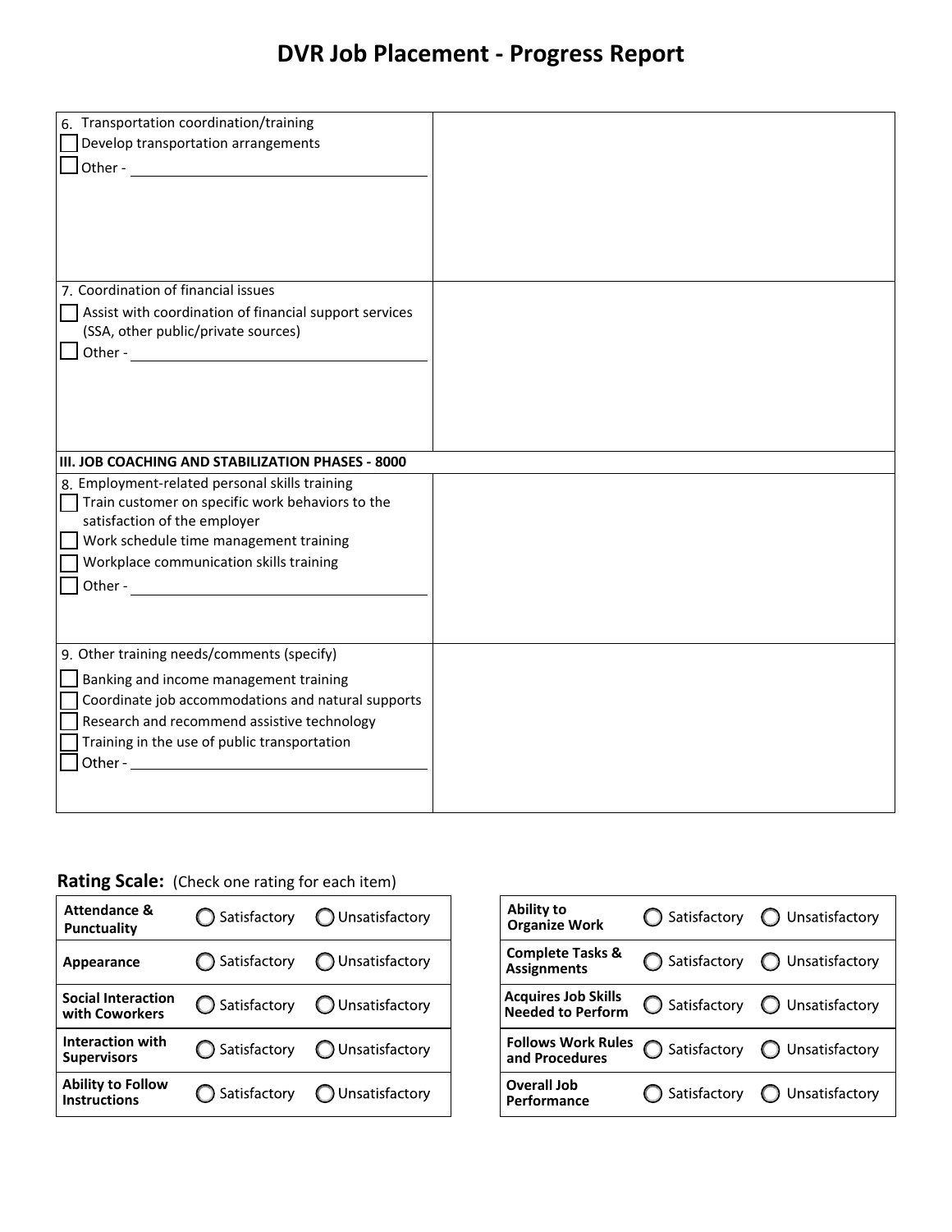# DVR Job Placement - Progress Report

| | |
|---|---|
| 6. Transportation coordination/training<br>☐ Develop transportation arrangements<br>☐ Other - ______________________ | |
| 7. Coordination of financial issues<br>☐ Assist with coordination of financial support services (SSA, other public/private sources)<br>☐ Other - ______________________ | |
| **III. JOB COACHING AND STABILIZATION PHASES - 8000** | |
| 8. Employment-related personal skills training<br>☐ Train customer on specific work behaviors to the satisfaction of the employer<br>☐ Work schedule time management training<br>☐ Workplace communication skills training<br>☐ Other - ______________________ | |
| 9. Other training needs/comments (specify)<br>☐ Banking and income management training<br>☐ Coordinate job accommodations and natural supports<br>☐ Research and recommend assistive technology<br>☐ Training in the use of public transportation<br>☐ Other - ______________________ | |

**Rating Scale:** (Check one rating for each item)

| | | |
|---|---|---|
| **Attendance & Punctuality** | ◯ Satisfactory | ◯ Unsatisfactory |
| **Appearance** | ◯ Satisfactory | ◯ Unsatisfactory |
| **Social Interaction with Coworkers** | ◯ Satisfactory | ◯ Unsatisfactory |
| **Interaction with Supervisors** | ◯ Satisfactory | ◯ Unsatisfactory |
| **Ability to Follow Instructions** | ◯ Satisfactory | ◯ Unsatisfactory |

| | | |
|---|---|---|
| **Ability to Organize Work** | ◯ Satisfactory | ◯ Unsatisfactory |
| **Complete Tasks & Assignments** | ◯ Satisfactory | ◯ Unsatisfactory |
| **Acquires Job Skills Needed to Perform** | ◯ Satisfactory | ◯ Unsatisfactory |
| **Follows Work Rules and Procedures** | ◯ Satisfactory | ◯ Unsatisfactory |
| **Overall Job Performance** | ◯ Satisfactory | ◯ Unsatisfactory |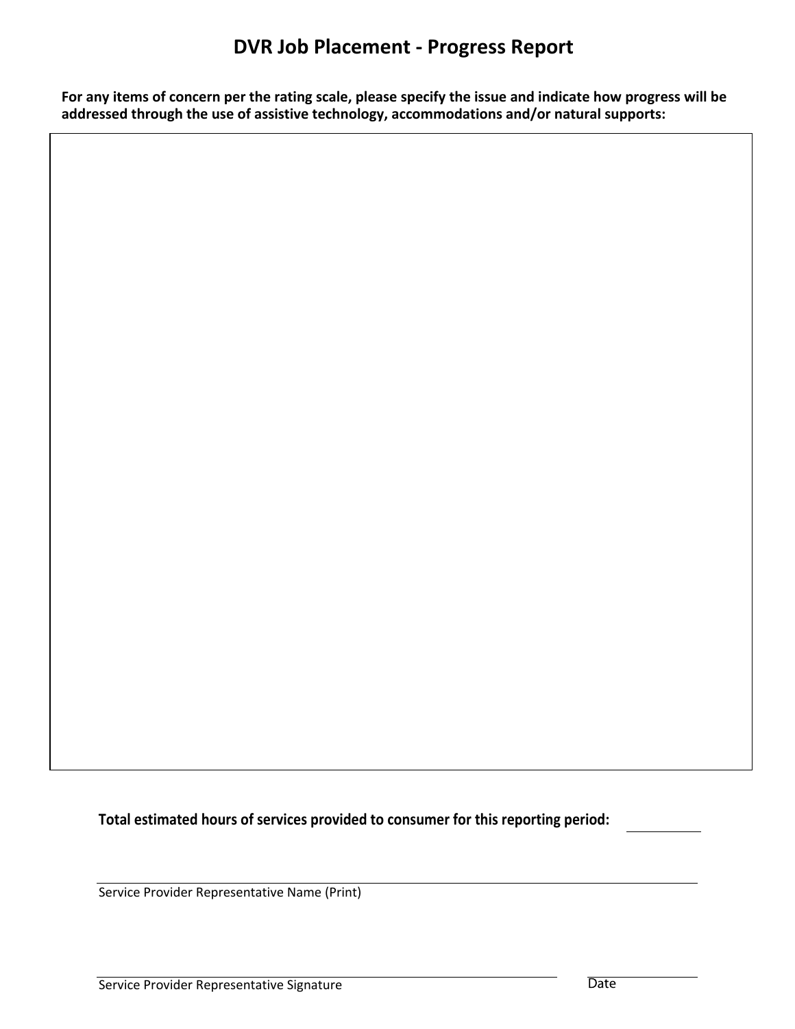# DVR Job Placement - Progress Report

**For any items of concern per the rating scale, please specify the issue and indicate how progress will be addressed through the use of assistive technology, accommodations and/or natural supports:**

**Total estimated hours of services provided to consumer for this reporting period:** ________

______________________________________________
Service Provider Representative Name (Print)

______________________________________________ ____________
Service Provider Representative Signature Date